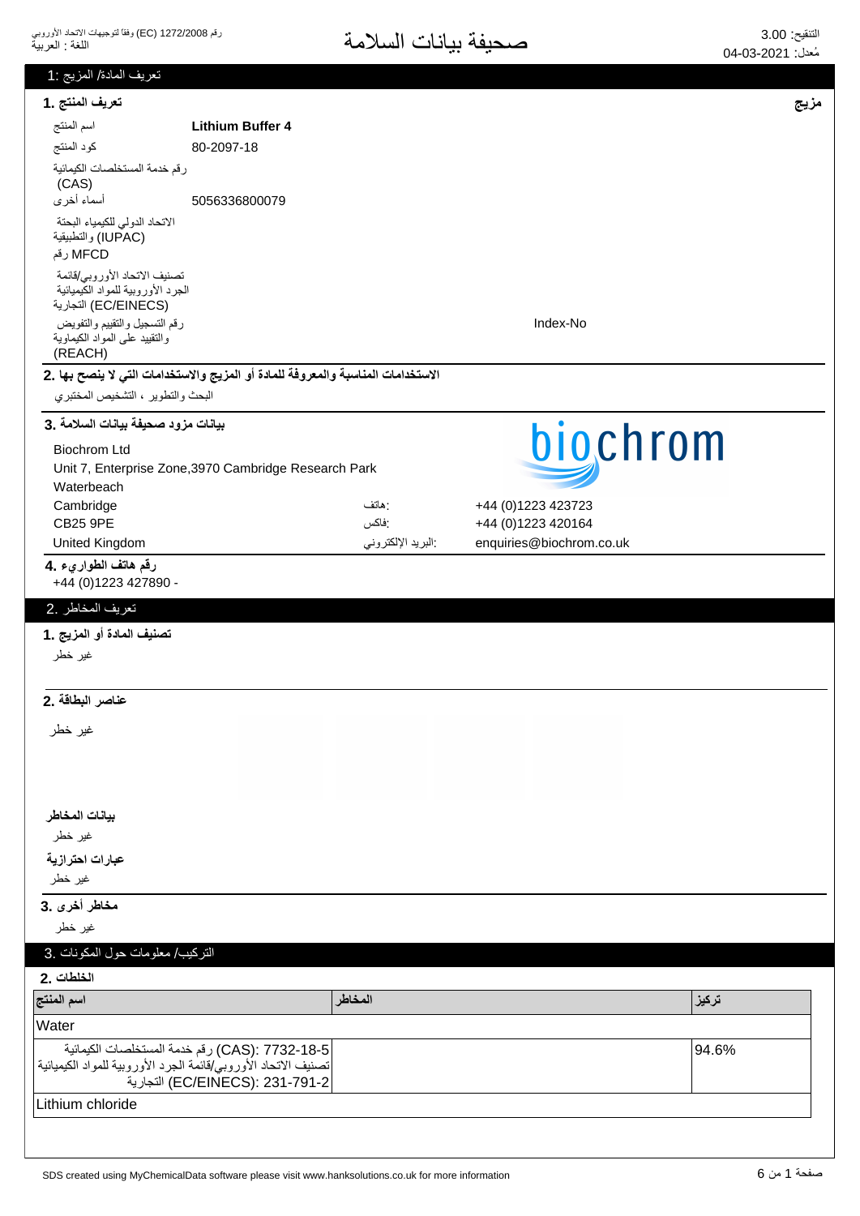# صحيفة بيانات السلامة

رقم 1272/2008 (EC) وفقا لتوجيهات الاتحاد الأوروبي
اللغة : العربية

التنقيح: 3.00
مُعدل: 04-03-2021

## تعريف المادة/ المزيج :1

### تعريف المنتج .1

**مزيج**

| | |
|---|---|
| اسم المنتج | **Lithium Buffer 4** |
| كود المنتج | 80-2097-18 |
| رقم خدمة المستخلصات الكيمائية (CAS) | |
| أسماء أخرى | 5056336800079 |
| الاتحاد الدولي للكيمياء البحتة والتطبيقية (IUPAC) | |
| رقم MFCD | |
| تصنيف الاتحاد الأوروبي/قائمة الجرد الأوروبية للمواد الكيميائية التجارية (EC/EINECS) | |
| رقم التسجيل والتقييم والتفويض والتقييد على المواد الكيماوية (REACH) | Index-No |

### الاستخدامات المناسبة والمعروفة للمادة أو المزيج والاستخدامات التي لا ينصح بها .2

البحث والتطوير ، التشخيص المختبري

### بيانات مزود صحيفة بيانات السلامة .3

Biochrom Ltd
Unit 7, Enterprise Zone,3970 Cambridge Research Park
Waterbeach
Cambridge
CB25 9PE
United Kingdom

هاتف: +44 (0)1223 423723
فاكس: +44 (0)1223 420164
البريد الإلكتروني: enquiries@biochrom.co.uk

### رقم هاتف الطوارىء .4

+44 (0)1223 427890 -

## تعريف المخاطر .2

### تصنيف المادة أو المزيج .1

غير خطر

### عناصر البطاقة .2

غير خطر

**بيانات المخاطر**

غير خطر

**عبارات احترازية**

غير خطر

### مخاطر أخرى .3

غير خطر

## التركيب/ معلومات حول المكونات .3

### الخلطات .2

| اسم المنتج | المخاطر | تركيز |
|---|---|---|
| Water | | |
| رقم خدمة المستخلصات الكيمائية (CAS): 7732-18-5<br>تصنيف الاتحاد الأوروبي/قائمة الجرد الأوروبية للمواد الكيميائية التجارية (EC/EINECS): 231-791-2 | | 94.6% |
| Lithium chloride | | |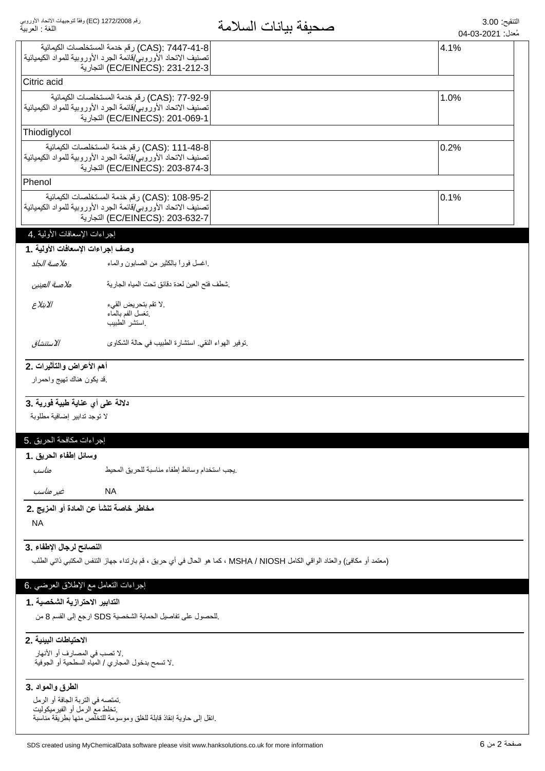| | |
|---|---|
| (CAS): 7447-41-8 رقم خدمة المستخلصات الكيمائية<br>تصنيف الاتحاد الأوروبي/قائمة الجرد الأوروبية للمواد الكيميائية التجارية (EC/EINECS): 231-212-3 | 4.1% |
| Citric acid | |
| (CAS): 77-92-9 رقم خدمة المستخلصات الكيمائية<br>تصنيف الاتحاد الأوروبي/قائمة الجرد الأوروبية للمواد الكيميائية التجارية (EC/EINECS): 201-069-1 | 1.0% |
| Thiodiglycol | |
| (CAS): 111-48-8 رقم خدمة المستخلصات الكيمائية<br>تصنيف الاتحاد الأوروبي/قائمة الجرد الأوروبية للمواد الكيميائية التجارية (EC/EINECS): 203-874-3 | 0.2% |
| Phenol | |
| (CAS): 108-95-2 رقم خدمة المستخلصات الكيمائية<br>تصنيف الاتحاد الأوروبي/قائمة الجرد الأوروبية للمواد الكيميائية التجارية (EC/EINECS): 203-632-7 | 0.1% |

## إجراءات الإسعافات الأولية .4

### وصف إجراءات الإسعافات الأولية .1

*ملامسة الجلد* اغسل فوراً بالكثير من الصابون والماء.

*ملامسة العينين* شطف فتح العين لعدة دقائق تحت المياه الجارية.

*الابتلاع* لا تقم بتحريض القيء.
تغسل الفم بالماء.
استشر الطبيب.

*الاستنشاق* توفير الهواء النقي. استشارة الطبيب في حالة الشكاوى.

### أهم الأعراض والتأثيرات .2

قد يكون هناك تهيج واحمرار.

### دلالة على أي عناية طبية فورية .3

لا توجد تدابير إضافية مطلوبة

## إجراءات مكافحة الحريق .5

### وسائل إطفاء الحريق .1

*مناسب* يجب استخدام وسائط إطفاء مناسبة للحريق المحيط.

*غير مناسب* NA

### مخاطر خاصة تنشأ عن المادة أو المزيج .2

NA

### النصائح لرجال الإطفاء .3

كما هو الحال في أي حريق ، قم بارتداء جهاز التنفس المكتبي ذاتي الطلب MSHA / NIOSH (معتمد أو مكافئ) والعتاد الواقي الكامل

## إجراءات التعامل مع الإطلاق العرضي .6

### التدابير الاحترازية الشخصية .1

للحصول على تفاصيل الحماية الشخصية SDS ارجع إلى القسم 8 من.

### الاحتياطات البيئية .2

لا تصب في المصارف أو الأنهار.
لا تسمح بدخول المجاري / المياه السطحية أو الجوفية.

### الطرق والمواد .3

تمتصه في التربة الجافة أو الرمل.
تخلط مع الرمل أو الفيرميكوليت.
انقل إلى حاوية إنقاذ قابلة للغلق وموسومة للتخلص منها بطريقة مناسبة.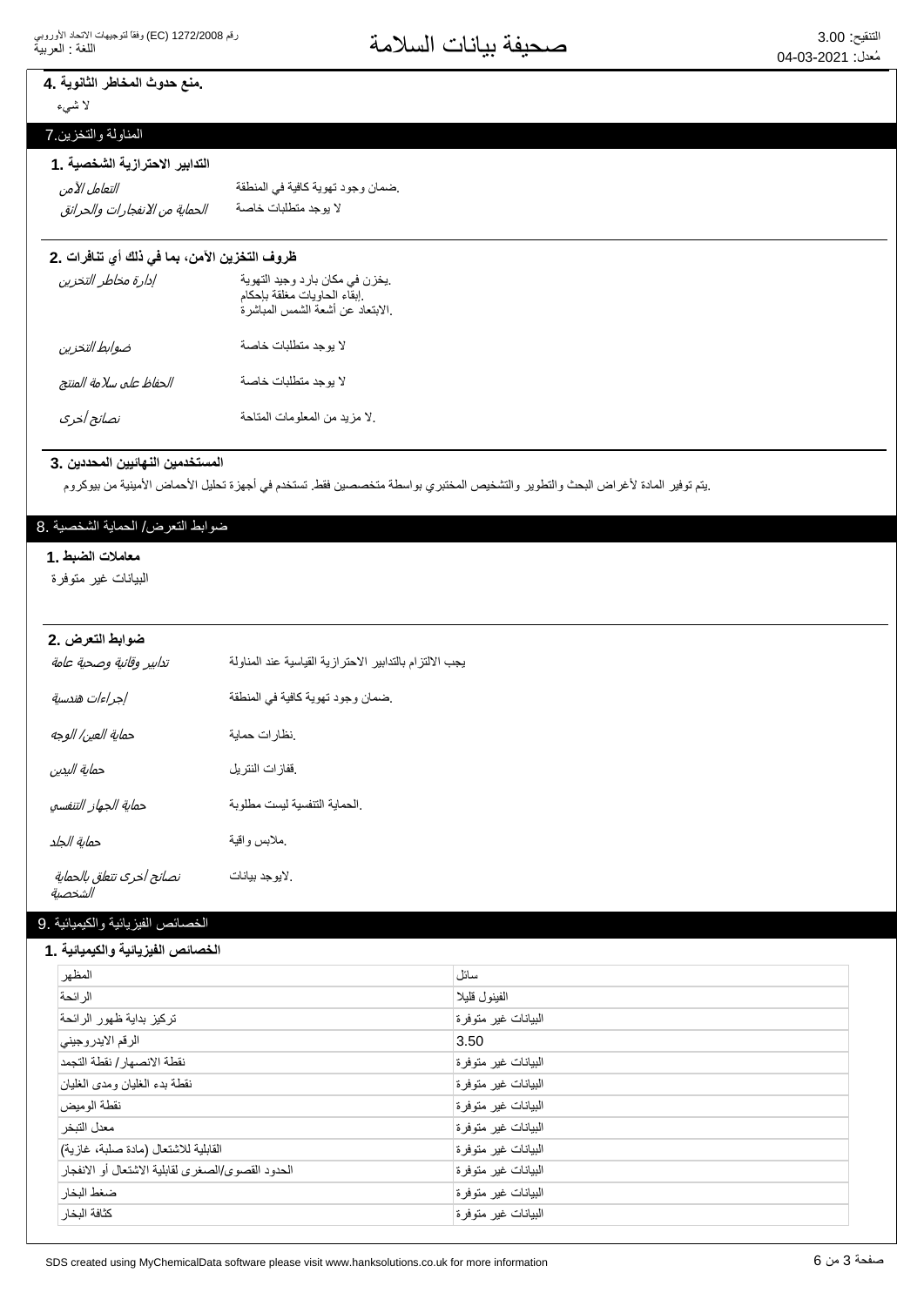### 4. منع حدوث المخاطر الثانوية.

لا شيء

## 7. المناولة والتخزين

### 1. التدابير الاحترازية الشخصية

| | |
|---|---|
| *التعامل الآمن* | ضمان وجود تهوية كافية في المنطقة. |
| *الحماية من الانفجارات والحرائق* | لا يوجد متطلبات خاصة |

### 2. ظروف التخزين الآمن، بما في ذلك أي تنافرات

| | |
|---|---|
| *إدارة مخاطر التخزين* | يخزن في مكان بارد وجيد التهوية.<br>إبقاء الحاويات مغلقة بإحكام.<br>الابتعاد عن أشعة الشمس المباشرة. |
| *ضوابط التخزين* | لا يوجد متطلبات خاصة |
| *الحفاظ على سلامة المنتج* | لا يوجد متطلبات خاصة |
| *نصائح أخرى* | لا مزيد من المعلومات المتاحة. |

### 3. المستخدمين النهائيين المحددين

يتم توفير المادة لأغراض البحث والتطوير والتشخيص المختبري بواسطة متخصصين فقط. تستخدم في أجهزة تحليل الأحماض الأمينية من بيوكروم.

## 8. ضوابط التعرض/ الحماية الشخصية

### 1. معاملات الضبط

البيانات غير متوفرة

### 2. ضوابط التعرض

| | |
|---|---|
| *تدابير وقائية وصحية عامة* | يجب الالتزام بالتدابير الاحترازية القياسية عند المناولة |
| *إجراءات هندسية* | ضمان وجود تهوية كافية في المنطقة. |
| *حماية العين/ الوجه* | نظارات حماية. |
| *حماية اليدين* | قفازات النتريل. |
| *حماية الجهاز التنفسي* | الحماية التنفسية ليست مطلوبة. |
| *حماية الجلد* | ملابس واقية. |
| *نصائح أخرى تتعلق بالحماية الشخصية* | لايوجد بيانات. |

## 9. الخصائص الفيزيائية والكيميائية

### 1. الخصائص الفيزيائية والكيميائية

| | |
|---|---|
| المظهر | سائل |
| الرائحة | الفينول قليلا |
| تركيز بداية ظهور الرائحة | البيانات غير متوفرة |
| الرقم الايدروجيني | 3.50 |
| نقطة الانصهار/ نقطة التجمد | البيانات غير متوفرة |
| نقطة بدء الغليان ومدى الغليان | البيانات غير متوفرة |
| نقطة الوميض | البيانات غير متوفرة |
| معدل التبخر | البيانات غير متوفرة |
| القابلية للاشتعال (مادة صلبة، غازية) | البيانات غير متوفرة |
| الحدود القصوى/الصغرى لقابلية الاشتعال أو الانفجار | البيانات غير متوفرة |
| ضغط البخار | البيانات غير متوفرة |
| كثافة البخار | البيانات غير متوفرة |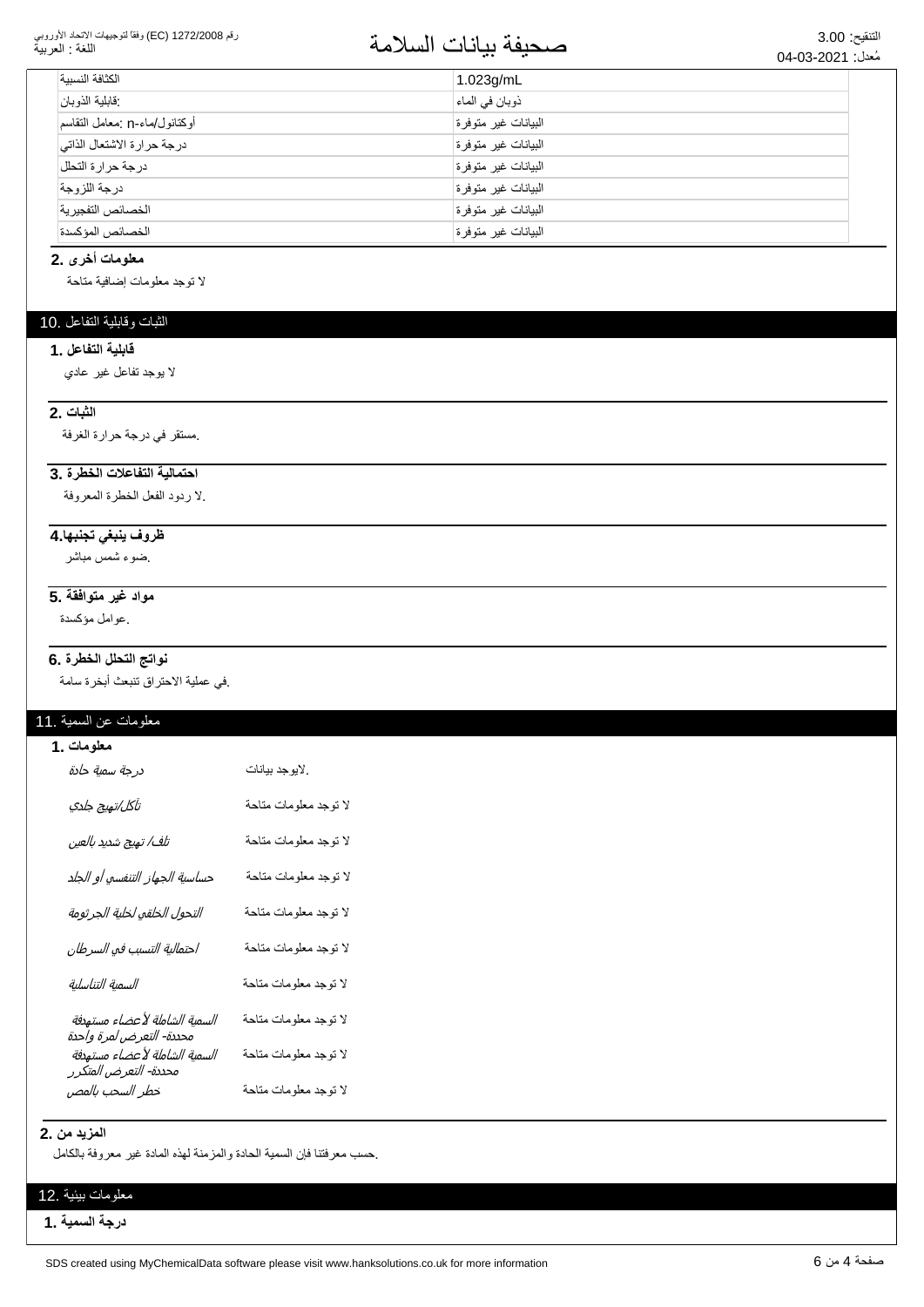| الكثافة النسبية | 1.023g/mL |
|---|---|
| :قابلية الذوبان | ذوبان في الماء |
| أوكتانول/ماء-n :معامل التقاسم | البيانات غير متوفرة |
| درجة حرارة الاشتعال الذاتي | البيانات غير متوفرة |
| درجة حرارة التحلل | البيانات غير متوفرة |
| درجة اللزوجة | البيانات غير متوفرة |
| الخصائص التفجيرية | البيانات غير متوفرة |
| الخصائص المؤكسدة | البيانات غير متوفرة |

**معلومات أخرى .2**

لا توجد معلومات إضافية متاحة

## الثبات وقابلية التفاعل .10

**قابلية التفاعل .1**

لا يوجد تفاعل غير عادي

**الثبات .2**

.مستقر في درجة حرارة الغرفة

**احتمالية التفاعلات الخطرة .3**

.لا ردود الفعل الخطرة المعروفة

**ظروف ينبغي تجنبها.4**

.ضوء شمس مباشر

**مواد غير متوافقة .5**

.عوامل مؤكسدة

**نواتج التحلل الخطرة .6**

.في عملية الاحتراق تنبعث أبخرة سامة

## معلومات عن السمية .11

**معلومات .1**

| | |
|---|---|
| *درجة سمية حادة* | .لايوجد بيانات |
| *تآكل/تهيج جلدي* | لا توجد معلومات متاحة |
| *تلف/ تهيج شديد بالعين* | لا توجد معلومات متاحة |
| *حساسية الجهاز التنفسي أو الجلد* | لا توجد معلومات متاحة |
| *التحول الخلقي لخلية الجرثومة* | لا توجد معلومات متاحة |
| *احتمالية التسبب في السرطان* | لا توجد معلومات متاحة |
| *السمية التناسلية* | لا توجد معلومات متاحة |
| *السمية الشاملة لأعضاء مستهدفة محددة- التعرض لمرة واحدة* | لا توجد معلومات متاحة |
| *السمية الشاملة لأعضاء مستهدفة محددة- التعرض المتكرر* | لا توجد معلومات متاحة |
| *خطر السحب بالمص* | لا توجد معلومات متاحة |

**المزيد من .2**

.حسب معرفتنا فإن السمية الحادة والمزمنة لهذه المادة غير معروفة بالكامل

## معلومات بيئية .12

**درجة السمية .1**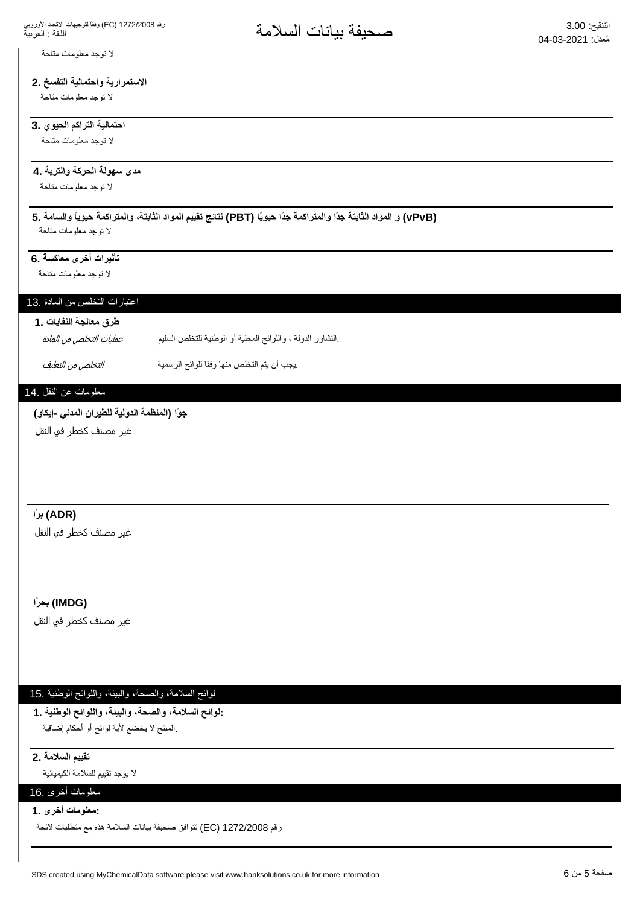لا توجد معلومات متاحة

**2. الاستمرارية واحتمالية التفسخ**

لا توجد معلومات متاحة

**3. احتمالية التراكم الحيوي**

لا توجد معلومات متاحة

**4. مدى سهولة الحركة والتربة**

لا توجد معلومات متاحة

**5. نتائج تقييم المواد الثابتة، والمتراكمة حيوياً والسامة (PBT) و المواد الثابتة جدًا والمتراكمة جدًا حيويًا (vPvB)**

لا توجد معلومات متاحة

**6. تأثيرات أخرى معاكسة**

لا توجد معلومات متاحة

## 13. اعتبارات التخلص من المادة

**1. طرق معالجة النفايات**

| | |
|---|---|
| *عمليات التخلص من المادة* | التشاور الدولة ، واللوائح المحلية أو الوطنية للتخلص السليم. |
| *التخلص من التغليف* | يجب أن يتم التخلص منها وفقا للوائح الرسمية. |

## 14. معلومات عن النقل

**جوًا (المنظمة الدولية للطيران المدني -إيكاو)**

غير مصنف كخطر في النقل

**برًا (ADR)**

غير مصنف كخطر في النقل

**بحرًا (IMDG)**

غير مصنف كخطر في النقل

## 15. لوائح السلامة، والصحة، والبيئة، واللوائح الوطنية

**1. لوائح السلامة، والصحة، والبيئة، واللوائح الوطنية:**

المنتج لا يخضع لأية لوائح أو أحكام إضافية.

**2. تقييم السلامة**

لا يوجد تقييم للسلامة الكيميائية

## 16. معلومات أخرى

**1. معلومات أخرى:**

تتوافق صحيفة بيانات السلامة هذه مع متطلبات لائحة (EC) رقم 1272/2008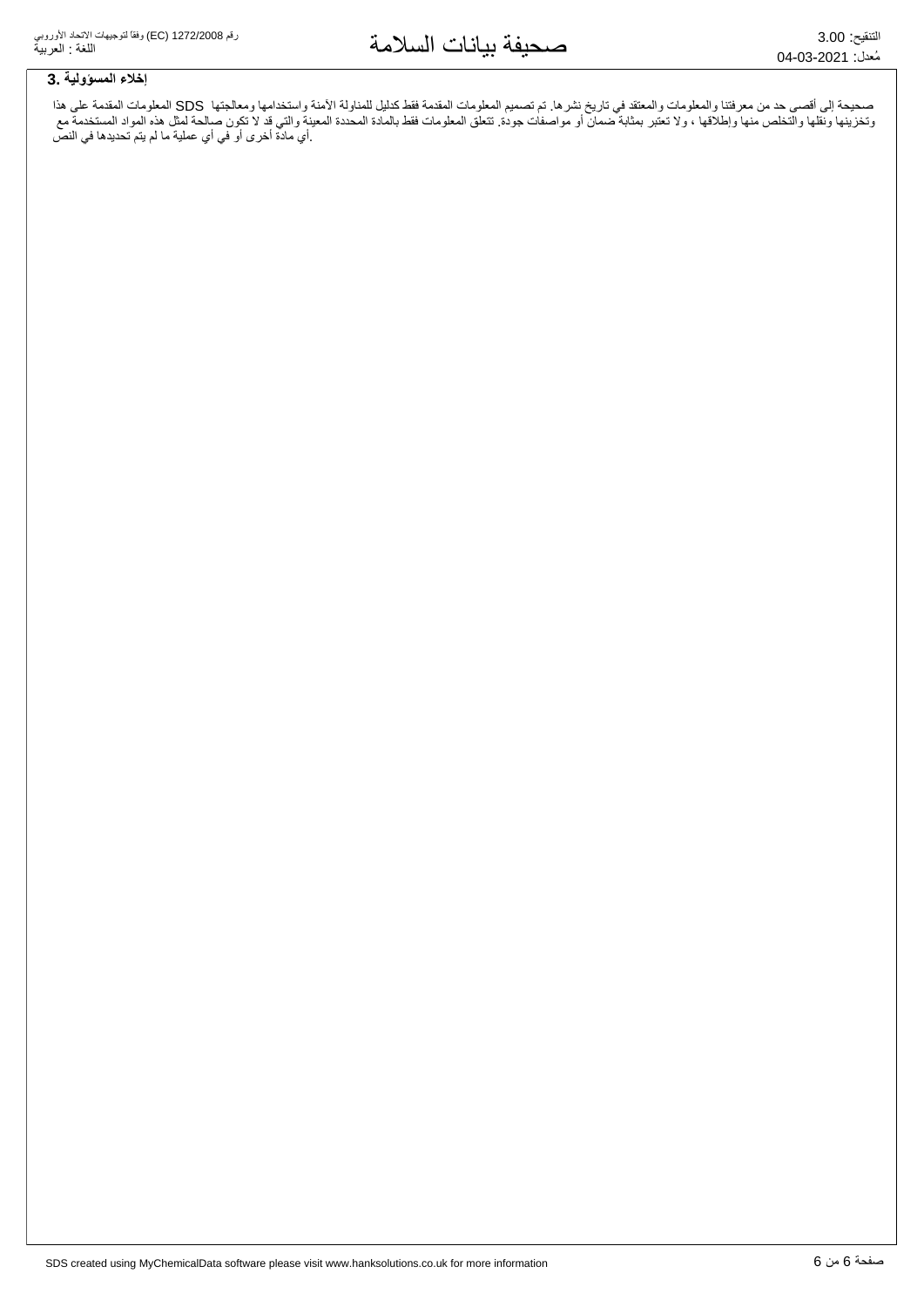## 3. إخلاء المسؤولية

المعلومات المقدمة على هذا SDS صحيحة إلى أقصى حد من معرفتنا والمعلومات والمعتقد في تاريخ نشرها. تم تصميم المعلومات المقدمة فقط كدليل للمناولة الآمنة واستخدامها ومعالجتها وتخزينها ونقلها والتخلص منها وإطلاقها ، ولا تعتبر بمثابة ضمان أو مواصفات جودة. تتعلق المعلومات فقط بالمادة المحددة المعينة والتي قد لا تكون صالحة لمثل هذه المواد المستخدمة مع أي مادة أخرى أو في أي عملية ما لم يتم تحديدها في النص.